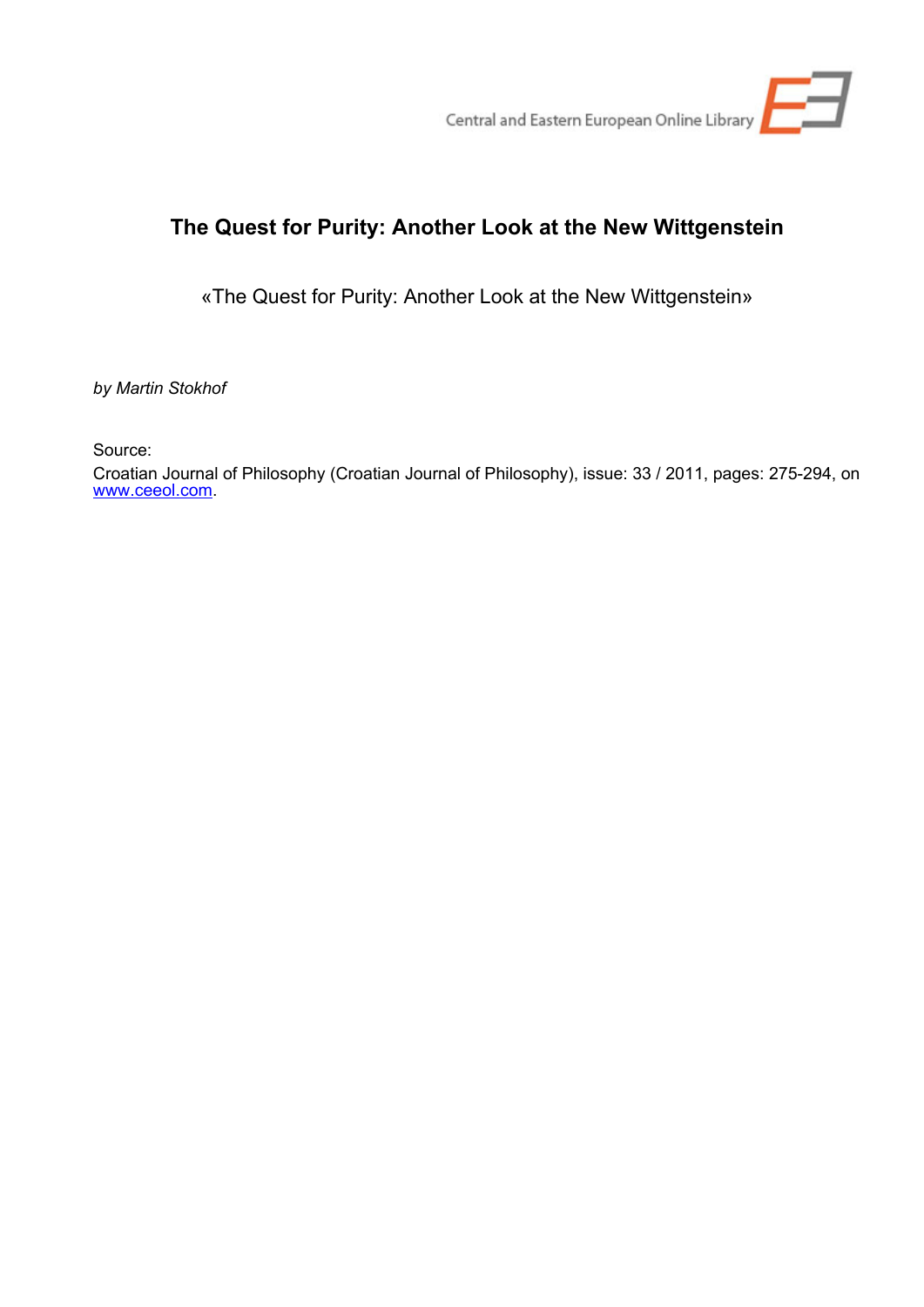Central and Eastern European Online Library

# The Quest for Purity: Another Look at the New Wittgenstein

«The Quest for Purity: Another Look at the New Wittgenstein»

*by Martin Stokhof*

Source:
Croatian Journal of Philosophy (Croatian Journal of Philosophy), issue: 33 / 2011, pages: 275-294, on www.ceeol.com.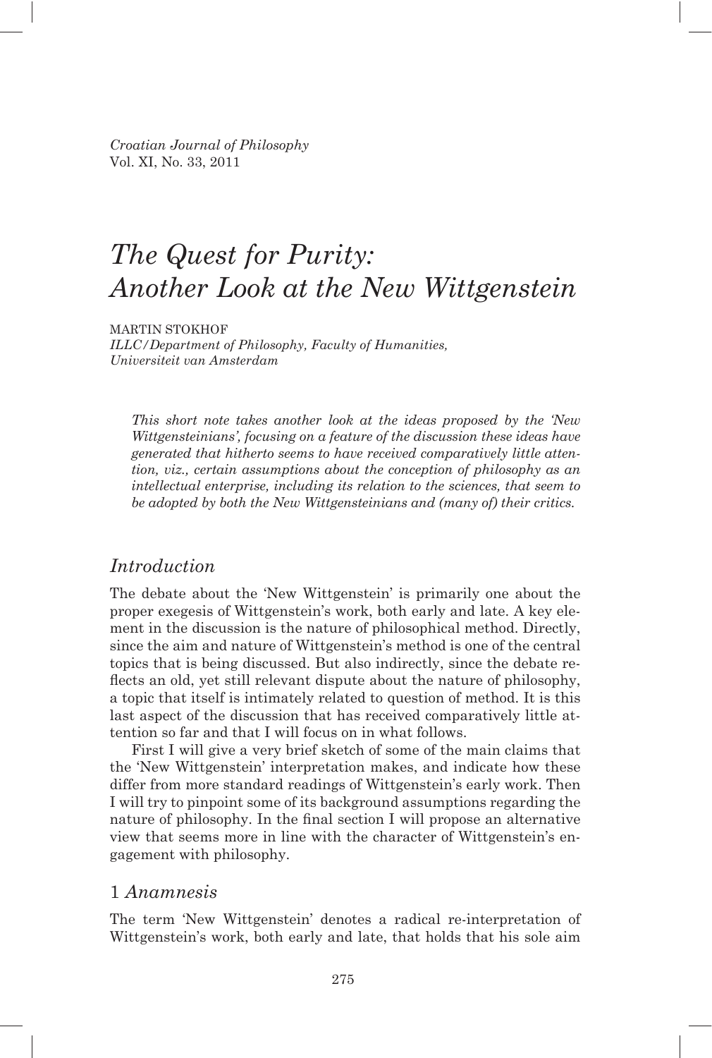*Croatian Journal of Philosophy*
Vol. XI, No. 33, 2011

# *The Quest for Purity: Another Look at the New Wittgenstein*

MARTIN STOKHOF
*ILLC/Department of Philosophy, Faculty of Humanities, Universiteit van Amsterdam*

*This short note takes another look at the ideas proposed by the 'New Wittgensteinians', focusing on a feature of the discussion these ideas have generated that hitherto seems to have received comparatively little attention, viz., certain assumptions about the conception of philosophy as an intellectual enterprise, including its relation to the sciences, that seem to be adopted by both the New Wittgensteinians and (many of) their critics.*

## *Introduction*

The debate about the 'New Wittgenstein' is primarily one about the proper exegesis of Wittgenstein's work, both early and late. A key element in the discussion is the nature of philosophical method. Directly, since the aim and nature of Wittgenstein's method is one of the central topics that is being discussed. But also indirectly, since the debate reflects an old, yet still relevant dispute about the nature of philosophy, a topic that itself is intimately related to question of method. It is this last aspect of the discussion that has received comparatively little attention so far and that I will focus on in what follows.

First I will give a very brief sketch of some of the main claims that the 'New Wittgenstein' interpretation makes, and indicate how these differ from more standard readings of Wittgenstein's early work. Then I will try to pinpoint some of its background assumptions regarding the nature of philosophy. In the final section I will propose an alternative view that seems more in line with the character of Wittgenstein's engagement with philosophy.

## 1 *Anamnesis*

The term 'New Wittgenstein' denotes a radical re-interpretation of Wittgenstein's work, both early and late, that holds that his sole aim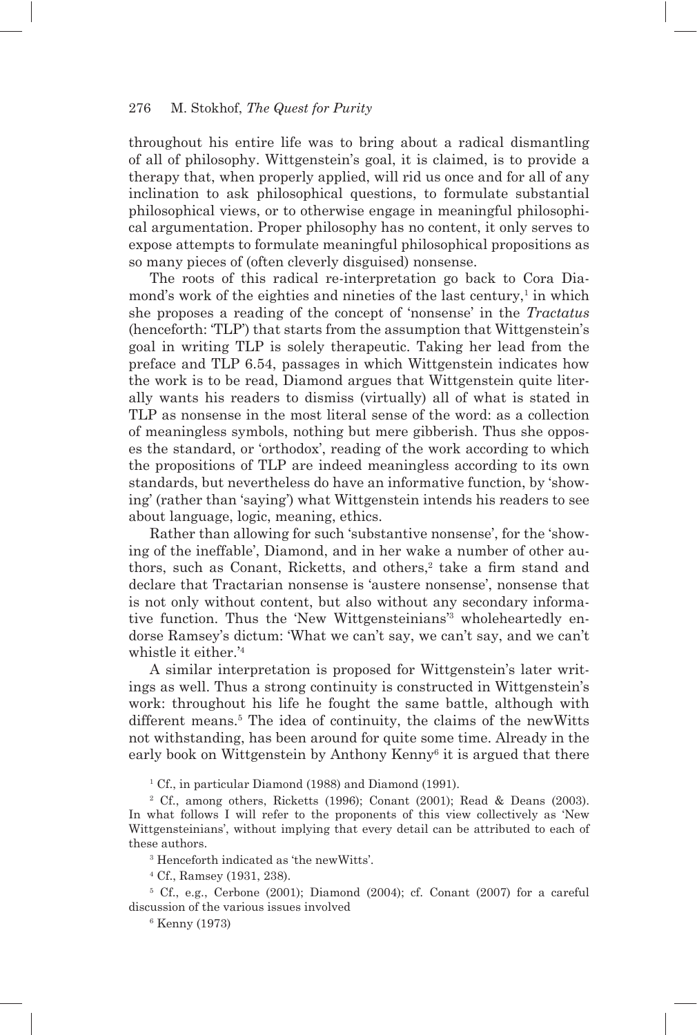throughout his entire life was to bring about a radical dismantling of all of philosophy. Wittgenstein's goal, it is claimed, is to provide a therapy that, when properly applied, will rid us once and for all of any inclination to ask philosophical questions, to formulate substantial philosophical views, or to otherwise engage in meaningful philosophical argumentation. Proper philosophy has no content, it only serves to expose attempts to formulate meaningful philosophical propositions as so many pieces of (often cleverly disguised) nonsense.

The roots of this radical re-interpretation go back to Cora Diamond's work of the eighties and nineties of the last century,[1] in which she proposes a reading of the concept of 'nonsense' in the *Tractatus* (henceforth: 'TLP') that starts from the assumption that Wittgenstein's goal in writing TLP is solely therapeutic. Taking her lead from the preface and TLP 6.54, passages in which Wittgenstein indicates how the work is to be read, Diamond argues that Wittgenstein quite literally wants his readers to dismiss (virtually) all of what is stated in TLP as nonsense in the most literal sense of the word: as a collection of meaningless symbols, nothing but mere gibberish. Thus she opposes the standard, or 'orthodox', reading of the work according to which the propositions of TLP are indeed meaningless according to its own standards, but nevertheless do have an informative function, by 'showing' (rather than 'saying') what Wittgenstein intends his readers to see about language, logic, meaning, ethics.

Rather than allowing for such 'substantive nonsense', for the 'showing of the ineffable', Diamond, and in her wake a number of other authors, such as Conant, Ricketts, and others,[2] take a firm stand and declare that Tractarian nonsense is 'austere nonsense', nonsense that is not only without content, but also without any secondary informative function. Thus the 'New Wittgensteinians'[3] wholeheartedly endorse Ramsey's dictum: 'What we can't say, we can't say, and we can't whistle it either.'[4]

A similar interpretation is proposed for Wittgenstein's later writings as well. Thus a strong continuity is constructed in Wittgenstein's work: throughout his life he fought the same battle, although with different means.[5] The idea of continuity, the claims of the newWitts not withstanding, has been around for quite some time. Already in the early book on Wittgenstein by Anthony Kenny[6] it is argued that there

[1] Cf., in particular Diamond (1988) and Diamond (1991).

[2] Cf., among others, Ricketts (1996); Conant (2001); Read & Deans (2003). In what follows I will refer to the proponents of this view collectively as 'New Wittgensteinians', without implying that every detail can be attributed to each of these authors.

[3] Henceforth indicated as 'the newWitts'.

[4] Cf., Ramsey (1931, 238).

[5] Cf., e.g., Cerbone (2001); Diamond (2004); cf. Conant (2007) for a careful discussion of the various issues involved

[6] Kenny (1973)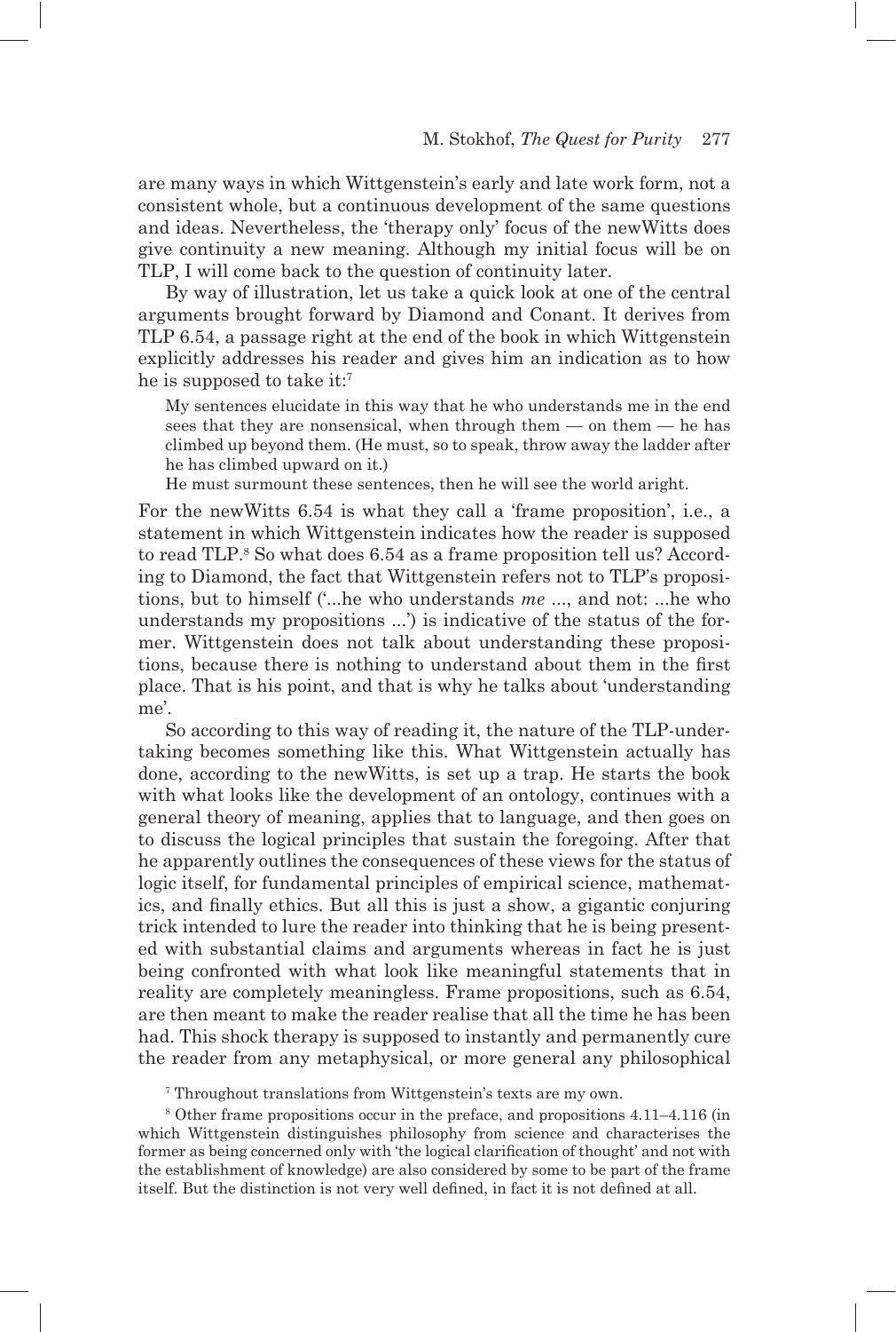are many ways in which Wittgenstein's early and late work form, not a consistent whole, but a continuous development of the same questions and ideas. Nevertheless, the 'therapy only' focus of the newWitts does give continuity a new meaning. Although my initial focus will be on TLP, I will come back to the question of continuity later.

By way of illustration, let us take a quick look at one of the central arguments brought forward by Diamond and Conant. It derives from TLP 6.54, a passage right at the end of the book in which Wittgenstein explicitly addresses his reader and gives him an indication as to how he is supposed to take it:[7]

> My sentences elucidate in this way that he who understands me in the end sees that they are nonsensical, when through them — on them — he has climbed up beyond them. (He must, so to speak, throw away the ladder after he has climbed upward on it.)
>
> He must surmount these sentences, then he will see the world aright.

For the newWitts 6.54 is what they call a 'frame proposition', i.e., a statement in which Wittgenstein indicates how the reader is supposed to read TLP.[8] So what does 6.54 as a frame proposition tell us? According to Diamond, the fact that Wittgenstein refers not to TLP's propositions, but to himself ('...he who understands *me* ..., and not: ...he who understands my propositions ...') is indicative of the status of the former. Wittgenstein does not talk about understanding these propositions, because there is nothing to understand about them in the first place. That is his point, and that is why he talks about 'understanding me'.

So according to this way of reading it, the nature of the TLP-undertaking becomes something like this. What Wittgenstein actually has done, according to the newWitts, is set up a trap. He starts the book with what looks like the development of an ontology, continues with a general theory of meaning, applies that to language, and then goes on to discuss the logical principles that sustain the foregoing. After that he apparently outlines the consequences of these views for the status of logic itself, for fundamental principles of empirical science, mathematics, and finally ethics. But all this is just a show, a gigantic conjuring trick intended to lure the reader into thinking that he is being presented with substantial claims and arguments whereas in fact he is just being confronted with what look like meaningful statements that in reality are completely meaningless. Frame propositions, such as 6.54, are then meant to make the reader realise that all the time he has been had. This shock therapy is supposed to instantly and permanently cure the reader from any metaphysical, or more general any philosophical

[7] Throughout translations from Wittgenstein's texts are my own.

[8] Other frame propositions occur in the preface, and propositions 4.11–4.116 (in which Wittgenstein distinguishes philosophy from science and characterises the former as being concerned only with 'the logical clarification of thought' and not with the establishment of knowledge) are also considered by some to be part of the frame itself. But the distinction is not very well defined, in fact it is not defined at all.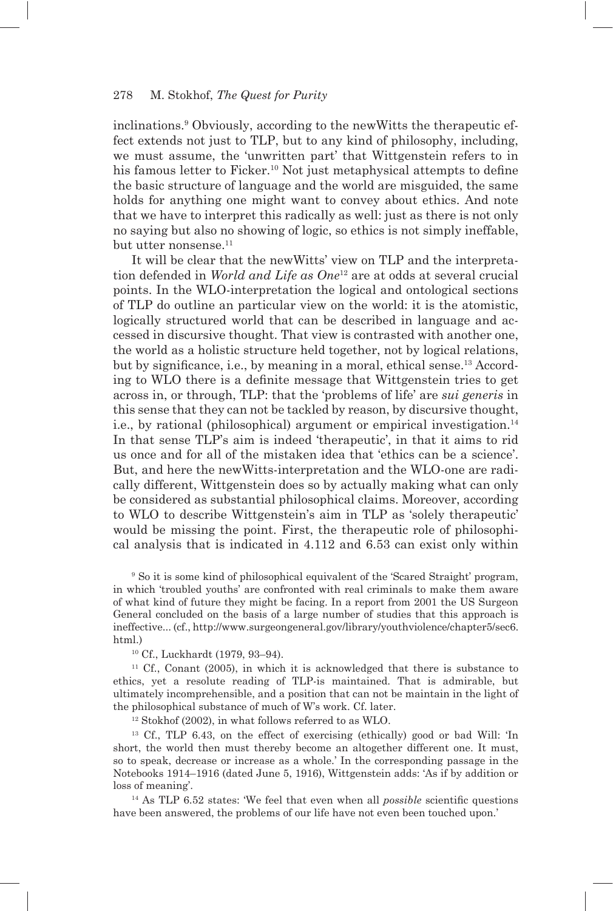inclinations.[9] Obviously, according to the newWitts the therapeutic effect extends not just to TLP, but to any kind of philosophy, including, we must assume, the 'unwritten part' that Wittgenstein refers to in his famous letter to Ficker.[10] Not just metaphysical attempts to define the basic structure of language and the world are misguided, the same holds for anything one might want to convey about ethics. And note that we have to interpret this radically as well: just as there is not only no saying but also no showing of logic, so ethics is not simply ineffable, but utter nonsense.[11]

It will be clear that the newWitts' view on TLP and the interpretation defended in *World and Life as One*[12] are at odds at several crucial points. In the WLO-interpretation the logical and ontological sections of TLP do outline an particular view on the world: it is the atomistic, logically structured world that can be described in language and accessed in discursive thought. That view is contrasted with another one, the world as a holistic structure held together, not by logical relations, but by significance, i.e., by meaning in a moral, ethical sense.[13] According to WLO there is a definite message that Wittgenstein tries to get across in, or through, TLP: that the 'problems of life' are *sui generis* in this sense that they can not be tackled by reason, by discursive thought, i.e., by rational (philosophical) argument or empirical investigation.[14] In that sense TLP's aim is indeed 'therapeutic', in that it aims to rid us once and for all of the mistaken idea that 'ethics can be a science'. But, and here the newWitts-interpretation and the WLO-one are radically different, Wittgenstein does so by actually making what can only be considered as substantial philosophical claims. Moreover, according to WLO to describe Wittgenstein's aim in TLP as 'solely therapeutic' would be missing the point. First, the therapeutic role of philosophical analysis that is indicated in 4.112 and 6.53 can exist only within

[9] So it is some kind of philosophical equivalent of the 'Scared Straight' program, in which 'troubled youths' are confronted with real criminals to make them aware of what kind of future they might be facing. In a report from 2001 the US Surgeon General concluded on the basis of a large number of studies that this approach is ineffective... (cf., http://www.surgeongeneral.gov/library/youthviolence/chapter5/sec6.html.)

[10] Cf., Luckhardt (1979, 93–94).

[11] Cf., Conant (2005), in which it is acknowledged that there is substance to ethics, yet a resolute reading of TLP-is maintained. That is admirable, but ultimately incomprehensible, and a position that can not be maintain in the light of the philosophical substance of much of W's work. Cf. later.

[12] Stokhof (2002), in what follows referred to as WLO.

[13] Cf., TLP 6.43, on the effect of exercising (ethically) good or bad Will: 'In short, the world then must thereby become an altogether different one. It must, so to speak, decrease or increase as a whole.' In the corresponding passage in the Notebooks 1914–1916 (dated June 5, 1916), Wittgenstein adds: 'As if by addition or loss of meaning'.

[14] As TLP 6.52 states: 'We feel that even when all *possible* scientific questions have been answered, the problems of our life have not even been touched upon.'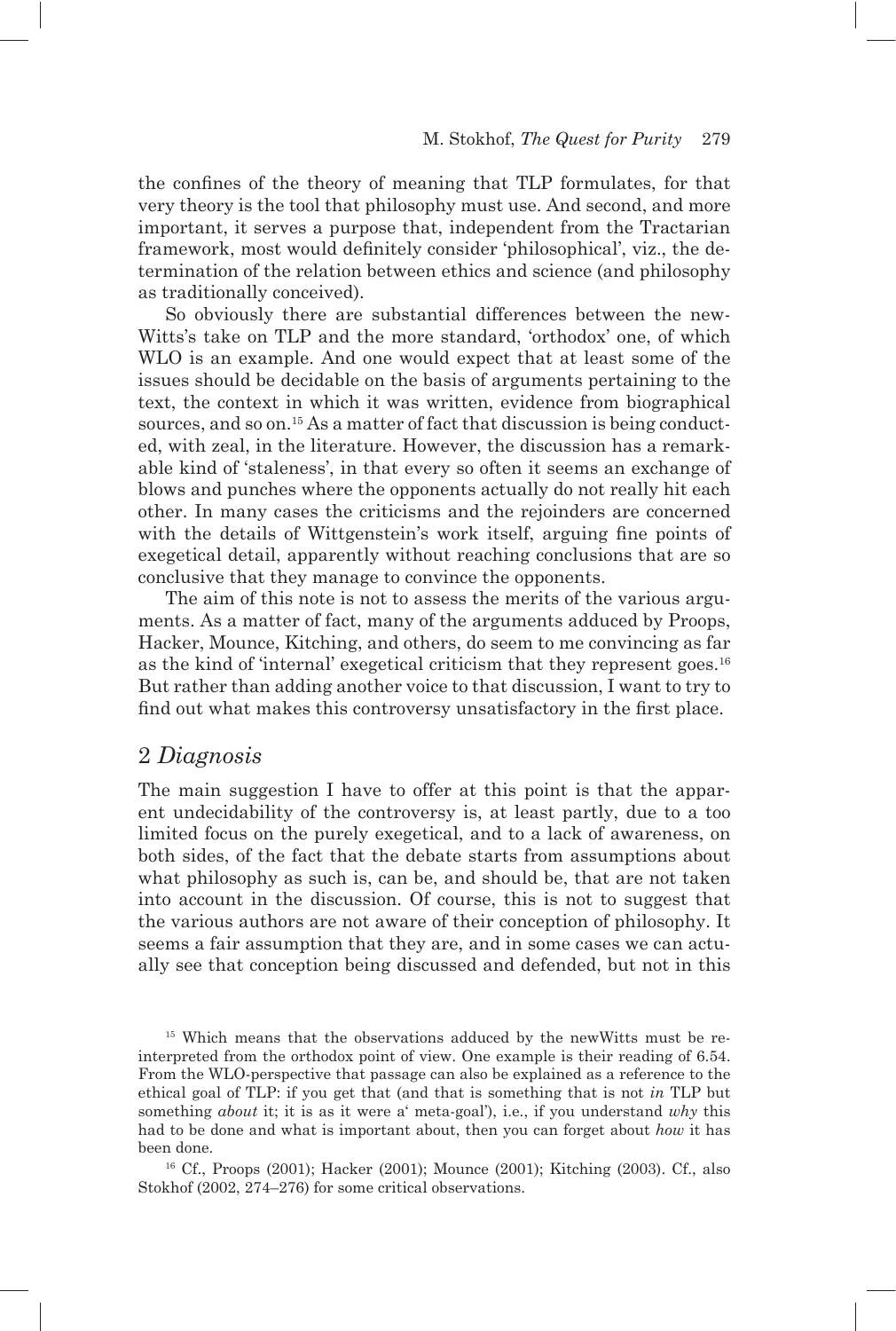the confines of the theory of meaning that TLP formulates, for that very theory is the tool that philosophy must use. And second, and more important, it serves a purpose that, independent from the Tractarian framework, most would definitely consider 'philosophical', viz., the determination of the relation between ethics and science (and philosophy as traditionally conceived).

So obviously there are substantial differences between the newWitts's take on TLP and the more standard, 'orthodox' one, of which WLO is an example. And one would expect that at least some of the issues should be decidable on the basis of arguments pertaining to the text, the context in which it was written, evidence from biographical sources, and so on.[15] As a matter of fact that discussion is being conducted, with zeal, in the literature. However, the discussion has a remarkable kind of 'staleness', in that every so often it seems an exchange of blows and punches where the opponents actually do not really hit each other. In many cases the criticisms and the rejoinders are concerned with the details of Wittgenstein's work itself, arguing fine points of exegetical detail, apparently without reaching conclusions that are so conclusive that they manage to convince the opponents.

The aim of this note is not to assess the merits of the various arguments. As a matter of fact, many of the arguments adduced by Proops, Hacker, Mounce, Kitching, and others, do seem to me convincing as far as the kind of 'internal' exegetical criticism that they represent goes.[16] But rather than adding another voice to that discussion, I want to try to find out what makes this controversy unsatisfactory in the first place.

## 2 *Diagnosis*

The main suggestion I have to offer at this point is that the apparent undecidability of the controversy is, at least partly, due to a too limited focus on the purely exegetical, and to a lack of awareness, on both sides, of the fact that the debate starts from assumptions about what philosophy as such is, can be, and should be, that are not taken into account in the discussion. Of course, this is not to suggest that the various authors are not aware of their conception of philosophy. It seems a fair assumption that they are, and in some cases we can actually see that conception being discussed and defended, but not in this

[15] Which means that the observations adduced by the newWitts must be reinterpreted from the orthodox point of view. One example is their reading of 6.54. From the WLO-perspective that passage can also be explained as a reference to the ethical goal of TLP: if you get that (and that is something that is not *in* TLP but something *about* it; it is as it were a' meta-goal'), i.e., if you understand *why* this had to be done and what is important about, then you can forget about *how* it has been done.

[16] Cf., Proops (2001); Hacker (2001); Mounce (2001); Kitching (2003). Cf., also Stokhof (2002, 274–276) for some critical observations.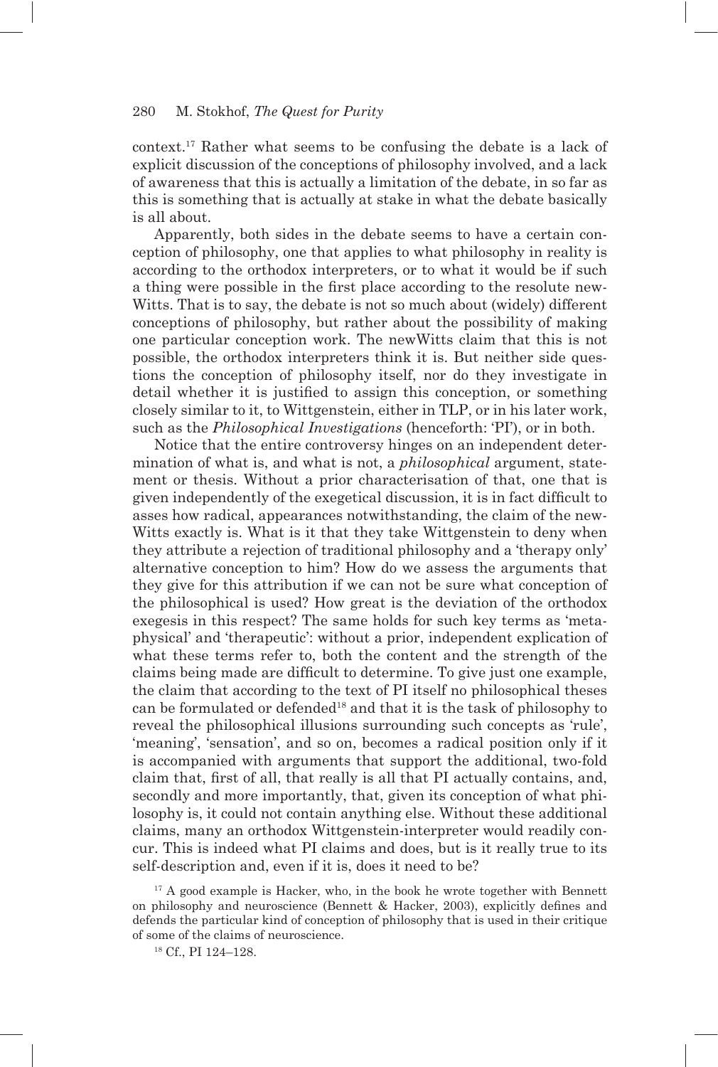context.[17] Rather what seems to be confusing the debate is a lack of explicit discussion of the conceptions of philosophy involved, and a lack of awareness that this is actually a limitation of the debate, in so far as this is something that is actually at stake in what the debate basically is all about.

Apparently, both sides in the debate seems to have a certain conception of philosophy, one that applies to what philosophy in reality is according to the orthodox interpreters, or to what it would be if such a thing were possible in the first place according to the resolute new-Witts. That is to say, the debate is not so much about (widely) different conceptions of philosophy, but rather about the possibility of making one particular conception work. The newWitts claim that this is not possible, the orthodox interpreters think it is. But neither side questions the conception of philosophy itself, nor do they investigate in detail whether it is justified to assign this conception, or something closely similar to it, to Wittgenstein, either in TLP, or in his later work, such as the *Philosophical Investigations* (henceforth: 'PI'), or in both.

Notice that the entire controversy hinges on an independent determination of what is, and what is not, a *philosophical* argument, statement or thesis. Without a prior characterisation of that, one that is given independently of the exegetical discussion, it is in fact difficult to asses how radical, appearances notwithstanding, the claim of the new-Witts exactly is. What is it that they take Wittgenstein to deny when they attribute a rejection of traditional philosophy and a 'therapy only' alternative conception to him? How do we assess the arguments that they give for this attribution if we can not be sure what conception of the philosophical is used? How great is the deviation of the orthodox exegesis in this respect? The same holds for such key terms as 'metaphysical' and 'therapeutic': without a prior, independent explication of what these terms refer to, both the content and the strength of the claims being made are difficult to determine. To give just one example, the claim that according to the text of PI itself no philosophical theses can be formulated or defended[18] and that it is the task of philosophy to reveal the philosophical illusions surrounding such concepts as 'rule', 'meaning', 'sensation', and so on, becomes a radical position only if it is accompanied with arguments that support the additional, two-fold claim that, first of all, that really is all that PI actually contains, and, secondly and more importantly, that, given its conception of what philosophy is, it could not contain anything else. Without these additional claims, many an orthodox Wittgenstein-interpreter would readily concur. This is indeed what PI claims and does, but is it really true to its self-description and, even if it is, does it need to be?

[17] A good example is Hacker, who, in the book he wrote together with Bennett on philosophy and neuroscience (Bennett & Hacker, 2003), explicitly defines and defends the particular kind of conception of philosophy that is used in their critique of some of the claims of neuroscience.

[18] Cf., PI 124–128.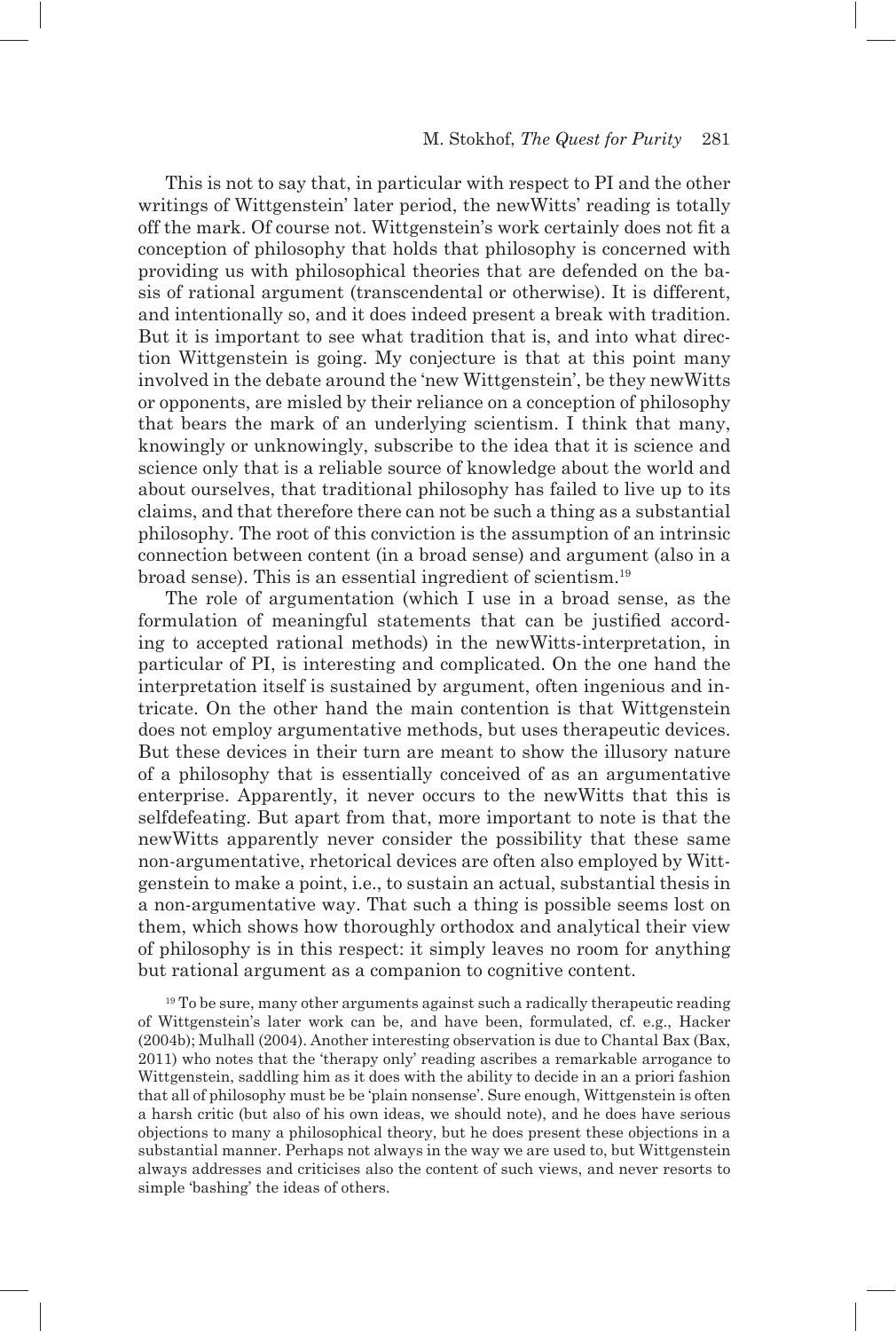This is not to say that, in particular with respect to PI and the other writings of Wittgenstein' later period, the newWitts' reading is totally off the mark. Of course not. Wittgenstein's work certainly does not fit a conception of philosophy that holds that philosophy is concerned with providing us with philosophical theories that are defended on the basis of rational argument (transcendental or otherwise). It is different, and intentionally so, and it does indeed present a break with tradition. But it is important to see what tradition that is, and into what direction Wittgenstein is going. My conjecture is that at this point many involved in the debate around the 'new Wittgenstein', be they newWitts or opponents, are misled by their reliance on a conception of philosophy that bears the mark of an underlying scientism. I think that many, knowingly or unknowingly, subscribe to the idea that it is science and science only that is a reliable source of knowledge about the world and about ourselves, that traditional philosophy has failed to live up to its claims, and that therefore there can not be such a thing as a substantial philosophy. The root of this conviction is the assumption of an intrinsic connection between content (in a broad sense) and argument (also in a broad sense). This is an essential ingredient of scientism.[19]

The role of argumentation (which I use in a broad sense, as the formulation of meaningful statements that can be justified according to accepted rational methods) in the newWitts-interpretation, in particular of PI, is interesting and complicated. On the one hand the interpretation itself is sustained by argument, often ingenious and intricate. On the other hand the main contention is that Wittgenstein does not employ argumentative methods, but uses therapeutic devices. But these devices in their turn are meant to show the illusory nature of a philosophy that is essentially conceived of as an argumentative enterprise. Apparently, it never occurs to the newWitts that this is selfdefeating. But apart from that, more important to note is that the newWitts apparently never consider the possibility that these same non-argumentative, rhetorical devices are often also employed by Wittgenstein to make a point, i.e., to sustain an actual, substantial thesis in a non-argumentative way. That such a thing is possible seems lost on them, which shows how thoroughly orthodox and analytical their view of philosophy is in this respect: it simply leaves no room for anything but rational argument as a companion to cognitive content.

[19] To be sure, many other arguments against such a radically therapeutic reading of Wittgenstein's later work can be, and have been, formulated, cf. e.g., Hacker (2004b); Mulhall (2004). Another interesting observation is due to Chantal Bax (Bax, 2011) who notes that the 'therapy only' reading ascribes a remarkable arrogance to Wittgenstein, saddling him as it does with the ability to decide in an a priori fashion that all of philosophy must be be 'plain nonsense'. Sure enough, Wittgenstein is often a harsh critic (but also of his own ideas, we should note), and he does have serious objections to many a philosophical theory, but he does present these objections in a substantial manner. Perhaps not always in the way we are used to, but Wittgenstein always addresses and criticises also the content of such views, and never resorts to simple 'bashing' the ideas of others.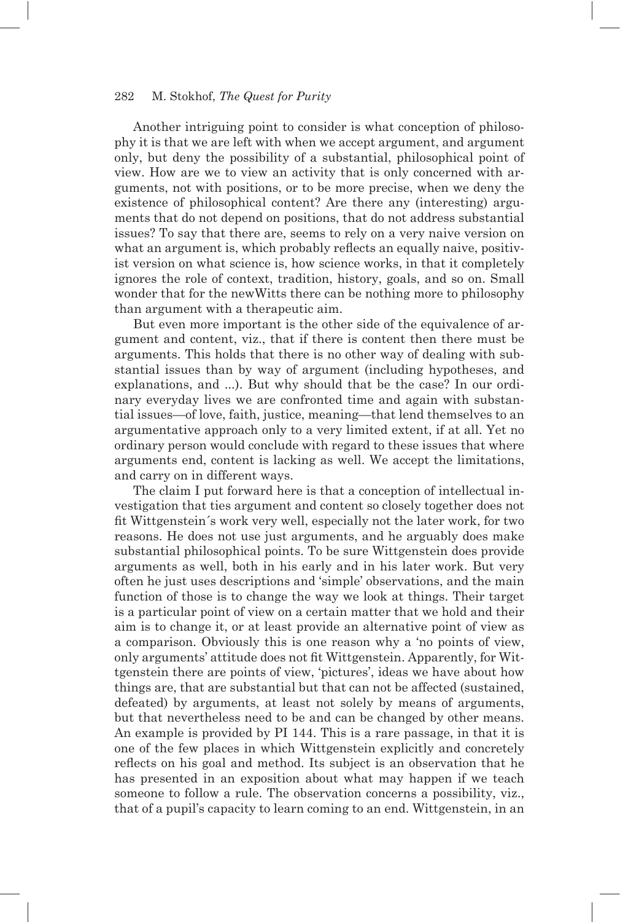Another intriguing point to consider is what conception of philosophy it is that we are left with when we accept argument, and argument only, but deny the possibility of a substantial, philosophical point of view. How are we to view an activity that is only concerned with arguments, not with positions, or to be more precise, when we deny the existence of philosophical content? Are there any (interesting) arguments that do not depend on positions, that do not address substantial issues? To say that there are, seems to rely on a very naive version on what an argument is, which probably reflects an equally naive, positivist version on what science is, how science works, in that it completely ignores the role of context, tradition, history, goals, and so on. Small wonder that for the newWitts there can be nothing more to philosophy than argument with a therapeutic aim.

But even more important is the other side of the equivalence of argument and content, viz., that if there is content then there must be arguments. This holds that there is no other way of dealing with substantial issues than by way of argument (including hypotheses, and explanations, and ...). But why should that be the case? In our ordinary everyday lives we are confronted time and again with substantial issues—of love, faith, justice, meaning—that lend themselves to an argumentative approach only to a very limited extent, if at all. Yet no ordinary person would conclude with regard to these issues that where arguments end, content is lacking as well. We accept the limitations, and carry on in different ways.

The claim I put forward here is that a conception of intellectual investigation that ties argument and content so closely together does not fit Wittgenstein´s work very well, especially not the later work, for two reasons. He does not use just arguments, and he arguably does make substantial philosophical points. To be sure Wittgenstein does provide arguments as well, both in his early and in his later work. But very often he just uses descriptions and 'simple' observations, and the main function of those is to change the way we look at things. Their target is a particular point of view on a certain matter that we hold and their aim is to change it, or at least provide an alternative point of view as a comparison. Obviously this is one reason why a 'no points of view, only arguments' attitude does not fit Wittgenstein. Apparently, for Wittgenstein there are points of view, 'pictures', ideas we have about how things are, that are substantial but that can not be affected (sustained, defeated) by arguments, at least not solely by means of arguments, but that nevertheless need to be and can be changed by other means. An example is provided by PI 144. This is a rare passage, in that it is one of the few places in which Wittgenstein explicitly and concretely reflects on his goal and method. Its subject is an observation that he has presented in an exposition about what may happen if we teach someone to follow a rule. The observation concerns a possibility, viz., that of a pupil's capacity to learn coming to an end. Wittgenstein, in an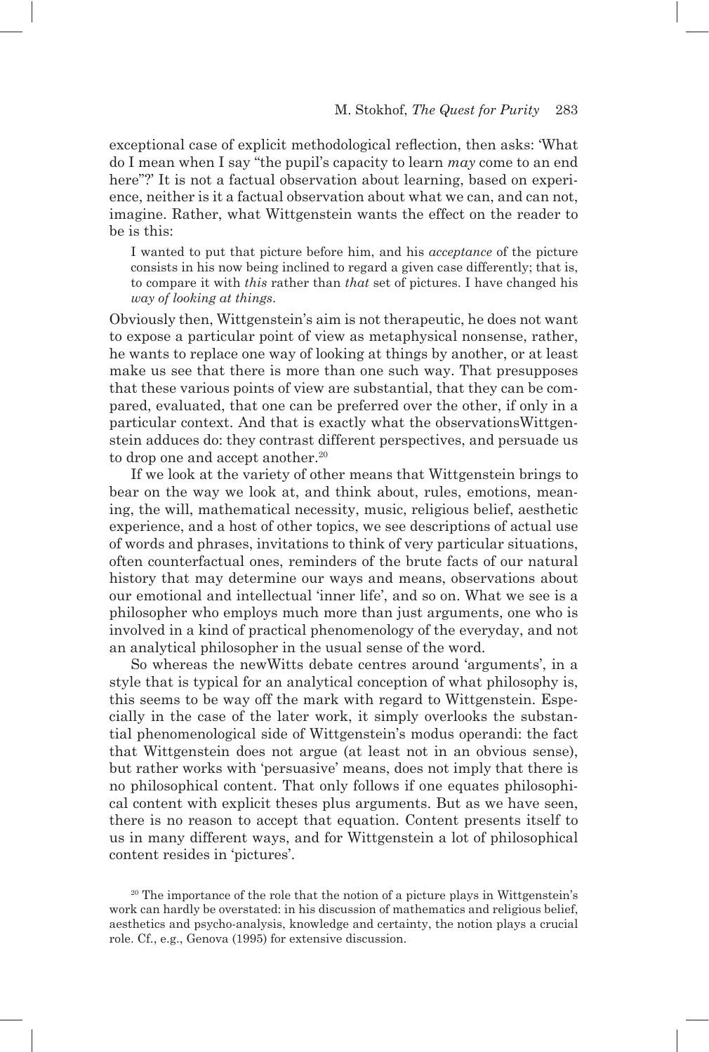exceptional case of explicit methodological reflection, then asks: 'What do I mean when I say "the pupil's capacity to learn *may* come to an end here"?' It is not a factual observation about learning, based on experience, neither is it a factual observation about what we can, and can not, imagine. Rather, what Wittgenstein wants the effect on the reader to be is this:

> I wanted to put that picture before him, and his *acceptance* of the picture consists in his now being inclined to regard a given case differently; that is, to compare it with *this* rather than *that* set of pictures. I have changed his *way of looking at things*.

Obviously then, Wittgenstein's aim is not therapeutic, he does not want to expose a particular point of view as metaphysical nonsense, rather, he wants to replace one way of looking at things by another, or at least make us see that there is more than one such way. That presupposes that these various points of view are substantial, that they can be compared, evaluated, that one can be preferred over the other, if only in a particular context. And that is exactly what the observationsWittgenstein adduces do: they contrast different perspectives, and persuade us to drop one and accept another.[20]

If we look at the variety of other means that Wittgenstein brings to bear on the way we look at, and think about, rules, emotions, meaning, the will, mathematical necessity, music, religious belief, aesthetic experience, and a host of other topics, we see descriptions of actual use of words and phrases, invitations to think of very particular situations, often counterfactual ones, reminders of the brute facts of our natural history that may determine our ways and means, observations about our emotional and intellectual 'inner life', and so on. What we see is a philosopher who employs much more than just arguments, one who is involved in a kind of practical phenomenology of the everyday, and not an analytical philosopher in the usual sense of the word.

So whereas the newWitts debate centres around 'arguments', in a style that is typical for an analytical conception of what philosophy is, this seems to be way off the mark with regard to Wittgenstein. Especially in the case of the later work, it simply overlooks the substantial phenomenological side of Wittgenstein's modus operandi: the fact that Wittgenstein does not argue (at least not in an obvious sense), but rather works with 'persuasive' means, does not imply that there is no philosophical content. That only follows if one equates philosophical content with explicit theses plus arguments. But as we have seen, there is no reason to accept that equation. Content presents itself to us in many different ways, and for Wittgenstein a lot of philosophical content resides in 'pictures'.

[20] The importance of the role that the notion of a picture plays in Wittgenstein's work can hardly be overstated: in his discussion of mathematics and religious belief, aesthetics and psycho-analysis, knowledge and certainty, the notion plays a crucial role. Cf., e.g., Genova (1995) for extensive discussion.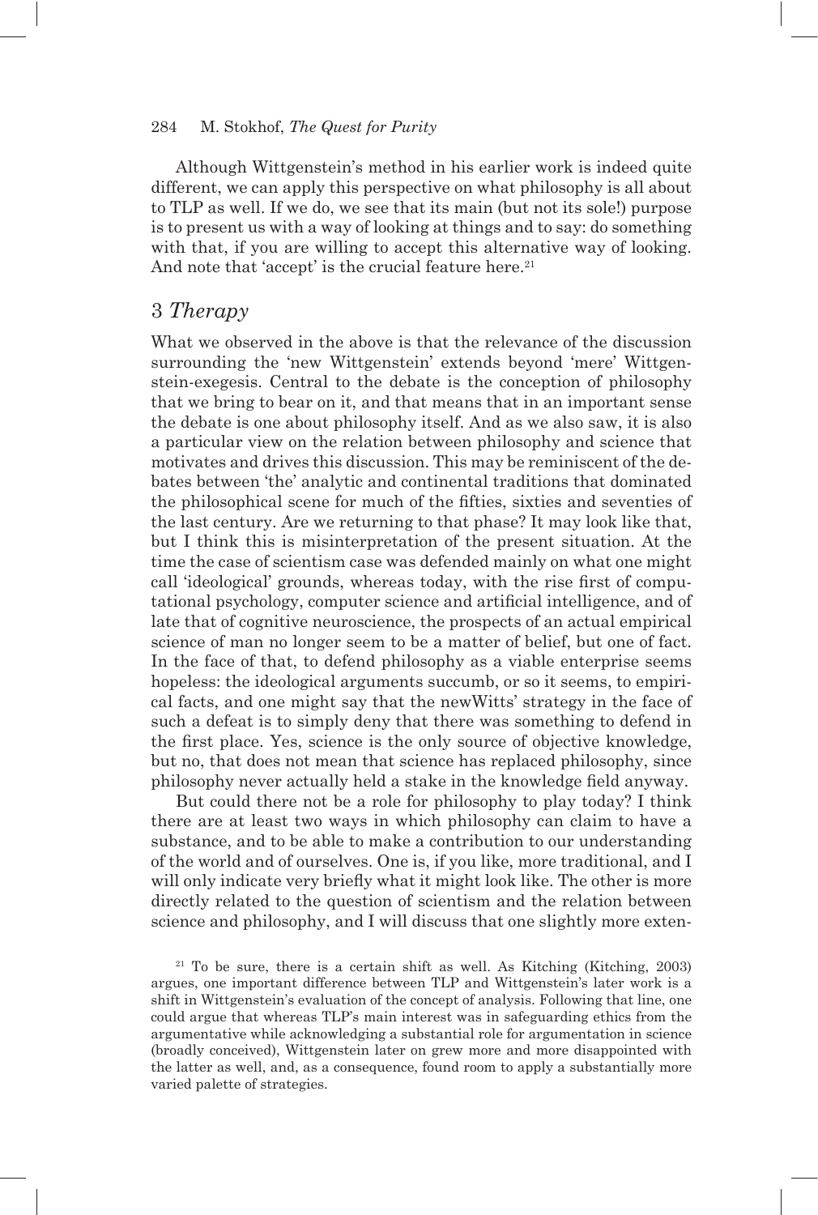Although Wittgenstein's method in his earlier work is indeed quite different, we can apply this perspective on what philosophy is all about to TLP as well. If we do, we see that its main (but not its sole!) purpose is to present us with a way of looking at things and to say: do something with that, if you are willing to accept this alternative way of looking. And note that 'accept' is the crucial feature here.[21]

## 3 *Therapy*

What we observed in the above is that the relevance of the discussion surrounding the 'new Wittgenstein' extends beyond 'mere' Wittgenstein-exegesis. Central to the debate is the conception of philosophy that we bring to bear on it, and that means that in an important sense the debate is one about philosophy itself. And as we also saw, it is also a particular view on the relation between philosophy and science that motivates and drives this discussion. This may be reminiscent of the debates between 'the' analytic and continental traditions that dominated the philosophical scene for much of the fifties, sixties and seventies of the last century. Are we returning to that phase? It may look like that, but I think this is misinterpretation of the present situation. At the time the case of scientism case was defended mainly on what one might call 'ideological' grounds, whereas today, with the rise first of computational psychology, computer science and artificial intelligence, and of late that of cognitive neuroscience, the prospects of an actual empirical science of man no longer seem to be a matter of belief, but one of fact. In the face of that, to defend philosophy as a viable enterprise seems hopeless: the ideological arguments succumb, or so it seems, to empirical facts, and one might say that the newWitts' strategy in the face of such a defeat is to simply deny that there was something to defend in the first place. Yes, science is the only source of objective knowledge, but no, that does not mean that science has replaced philosophy, since philosophy never actually held a stake in the knowledge field anyway.

But could there not be a role for philosophy to play today? I think there are at least two ways in which philosophy can claim to have a substance, and to be able to make a contribution to our understanding of the world and of ourselves. One is, if you like, more traditional, and I will only indicate very briefly what it might look like. The other is more directly related to the question of scientism and the relation between science and philosophy, and I will discuss that one slightly more exten-

[21] To be sure, there is a certain shift as well. As Kitching (Kitching, 2003) argues, one important difference between TLP and Wittgenstein's later work is a shift in Wittgenstein's evaluation of the concept of analysis. Following that line, one could argue that whereas TLP's main interest was in safeguarding ethics from the argumentative while acknowledging a substantial role for argumentation in science (broadly conceived), Wittgenstein later on grew more and more disappointed with the latter as well, and, as a consequence, found room to apply a substantially more varied palette of strategies.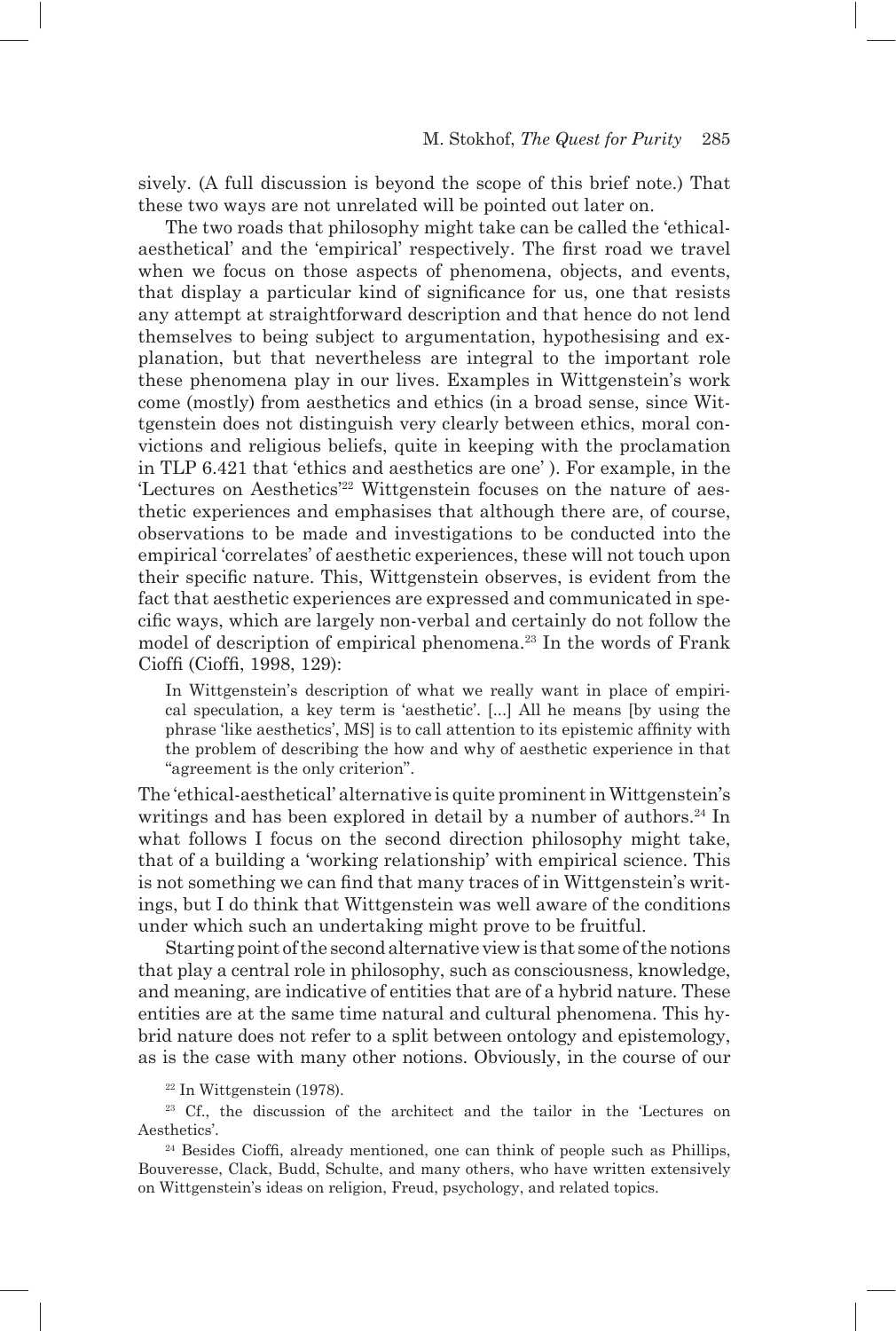sively. (A full discussion is beyond the scope of this brief note.) That these two ways are not unrelated will be pointed out later on.

The two roads that philosophy might take can be called the 'ethical-aesthetical' and the 'empirical' respectively. The first road we travel when we focus on those aspects of phenomena, objects, and events, that display a particular kind of significance for us, one that resists any attempt at straightforward description and that hence do not lend themselves to being subject to argumentation, hypothesising and explanation, but that nevertheless are integral to the important role these phenomena play in our lives. Examples in Wittgenstein's work come (mostly) from aesthetics and ethics (in a broad sense, since Wittgenstein does not distinguish very clearly between ethics, moral convictions and religious beliefs, quite in keeping with the proclamation in TLP 6.421 that 'ethics and aesthetics are one' ). For example, in the 'Lectures on Aesthetics'[22] Wittgenstein focuses on the nature of aesthetic experiences and emphasises that although there are, of course, observations to be made and investigations to be conducted into the empirical 'correlates' of aesthetic experiences, these will not touch upon their specific nature. This, Wittgenstein observes, is evident from the fact that aesthetic experiences are expressed and communicated in specific ways, which are largely non-verbal and certainly do not follow the model of description of empirical phenomena.[23] In the words of Frank Cioffi (Cioffi, 1998, 129):

> In Wittgenstein's description of what we really want in place of empirical speculation, a key term is 'aesthetic'. [...] All he means [by using the phrase 'like aesthetics', MS] is to call attention to its epistemic affinity with the problem of describing the how and why of aesthetic experience in that "agreement is the only criterion".

The 'ethical-aesthetical' alternative is quite prominent in Wittgenstein's writings and has been explored in detail by a number of authors.[24] In what follows I focus on the second direction philosophy might take, that of a building a 'working relationship' with empirical science. This is not something we can find that many traces of in Wittgenstein's writings, but I do think that Wittgenstein was well aware of the conditions under which such an undertaking might prove to be fruitful.

Starting point of the second alternative view is that some of the notions that play a central role in philosophy, such as consciousness, knowledge, and meaning, are indicative of entities that are of a hybrid nature. These entities are at the same time natural and cultural phenomena. This hybrid nature does not refer to a split between ontology and epistemology, as is the case with many other notions. Obviously, in the course of our

[22] In Wittgenstein (1978).

[23] Cf., the discussion of the architect and the tailor in the 'Lectures on Aesthetics'.

[24] Besides Cioffi, already mentioned, one can think of people such as Phillips, Bouveresse, Clack, Budd, Schulte, and many others, who have written extensively on Wittgenstein's ideas on religion, Freud, psychology, and related topics.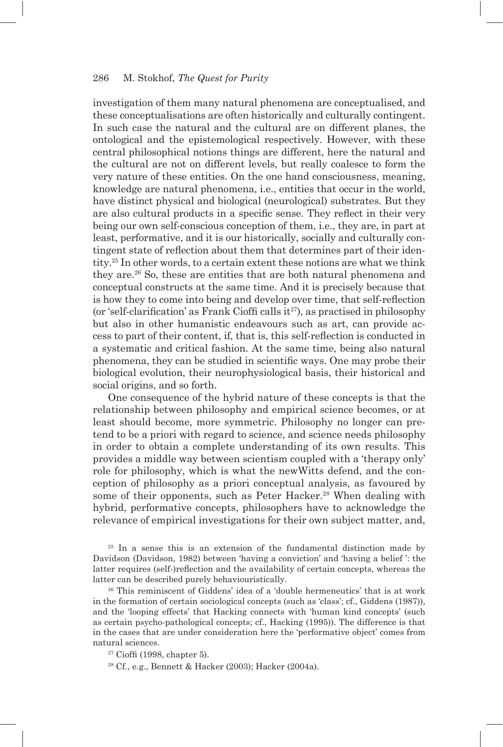investigation of them many natural phenomena are conceptualised, and these conceptualisations are often historically and culturally contingent. In such case the natural and the cultural are on different planes, the ontological and the epistemological respectively. However, with these central philosophical notions things are different, here the natural and the cultural are not on different levels, but really coalesce to form the very nature of these entities. On the one hand consciousness, meaning, knowledge are natural phenomena, i.e., entities that occur in the world, have distinct physical and biological (neurological) substrates. But they are also cultural products in a specific sense. They reflect in their very being our own self-conscious conception of them, i.e., they are, in part at least, performative, and it is our historically, socially and culturally contingent state of reflection about them that determines part of their identity.[25] In other words, to a certain extent these notions are what we think they are.[26] So, these are entities that are both natural phenomena and conceptual constructs at the same time. And it is precisely because that is how they to come into being and develop over time, that self-reflection (or 'self-clarification' as Frank Cioffi calls it[27]), as practised in philosophy but also in other humanistic endeavours such as art, can provide access to part of their content, if, that is, this self-reflection is conducted in a systematic and critical fashion. At the same time, being also natural phenomena, they can be studied in scientific ways. One may probe their biological evolution, their neurophysiological basis, their historical and social origins, and so forth.

One consequence of the hybrid nature of these concepts is that the relationship between philosophy and empirical science becomes, or at least should become, more symmetric. Philosophy no longer can pretend to be a priori with regard to science, and science needs philosophy in order to obtain a complete understanding of its own results. This provides a middle way between scientism coupled with a 'therapy only' role for philosophy, which is what the newWitts defend, and the conception of philosophy as a priori conceptual analysis, as favoured by some of their opponents, such as Peter Hacker.[28] When dealing with hybrid, performative concepts, philosophers have to acknowledge the relevance of empirical investigations for their own subject matter, and,

[25] In a sense this is an extension of the fundamental distinction made by Davidson (Davidson, 1982) between 'having a conviction' and 'having a belief ': the latter requires (self-)reflection and the availability of certain concepts, whereas the latter can be described purely behaviouristically.

[26] This reminiscent of Giddens' idea of a 'double hermeneutics' that is at work in the formation of certain sociological concepts (such as 'class'; cf., Giddens (1987)), and the 'looping effects' that Hacking connects with 'human kind concepts' (such as certain psycho-pathological concepts; cf., Hacking (1995)). The difference is that in the cases that are under consideration here the 'performative object' comes from natural sciences.

[27] Cioffi (1998, chapter 5).

[28] Cf., e.g., Bennett & Hacker (2003); Hacker (2004a).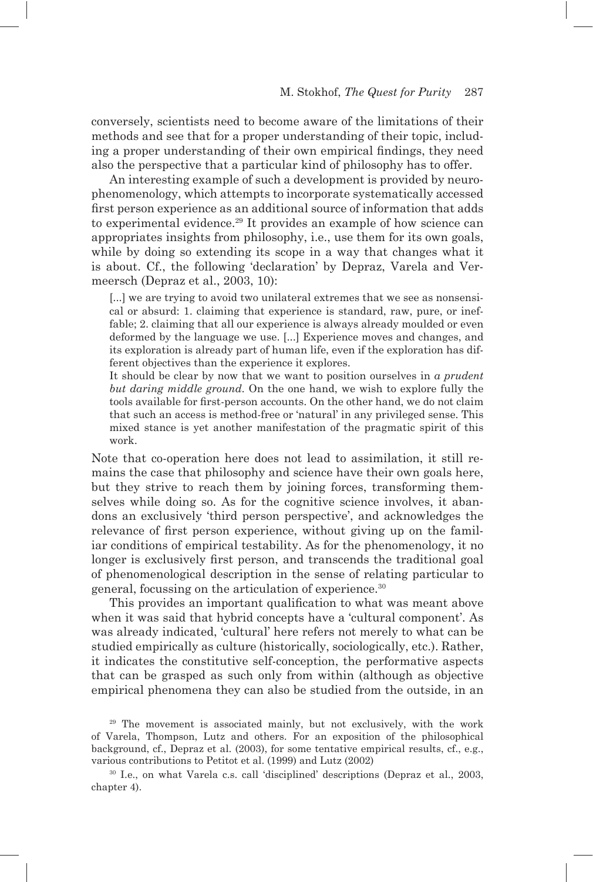conversely, scientists need to become aware of the limitations of their methods and see that for a proper understanding of their topic, including a proper understanding of their own empirical findings, they need also the perspective that a particular kind of philosophy has to offer.

An interesting example of such a development is provided by neurophenomenology, which attempts to incorporate systematically accessed first person experience as an additional source of information that adds to experimental evidence.[29] It provides an example of how science can appropriates insights from philosophy, i.e., use them for its own goals, while by doing so extending its scope in a way that changes what it is about. Cf., the following 'declaration' by Depraz, Varela and Vermeersch (Depraz et al., 2003, 10):

> [...] we are trying to avoid two unilateral extremes that we see as nonsensical or absurd: 1. claiming that experience is standard, raw, pure, or ineffable; 2. claiming that all our experience is always already moulded or even deformed by the language we use. [...] Experience moves and changes, and its exploration is already part of human life, even if the exploration has different objectives than the experience it explores.
>
> It should be clear by now that we want to position ourselves in *a prudent but daring middle ground*. On the one hand, we wish to explore fully the tools available for first-person accounts. On the other hand, we do not claim that such an access is method-free or 'natural' in any privileged sense. This mixed stance is yet another manifestation of the pragmatic spirit of this work.

Note that co-operation here does not lead to assimilation, it still remains the case that philosophy and science have their own goals here, but they strive to reach them by joining forces, transforming themselves while doing so. As for the cognitive science involves, it abandons an exclusively 'third person perspective', and acknowledges the relevance of first person experience, without giving up on the familiar conditions of empirical testability. As for the phenomenology, it no longer is exclusively first person, and transcends the traditional goal of phenomenological description in the sense of relating particular to general, focussing on the articulation of experience.[30]

This provides an important qualification to what was meant above when it was said that hybrid concepts have a 'cultural component'. As was already indicated, 'cultural' here refers not merely to what can be studied empirically as culture (historically, sociologically, etc.). Rather, it indicates the constitutive self-conception, the performative aspects that can be grasped as such only from within (although as objective empirical phenomena they can also be studied from the outside, in an

[29] The movement is associated mainly, but not exclusively, with the work of Varela, Thompson, Lutz and others. For an exposition of the philosophical background, cf., Depraz et al. (2003), for some tentative empirical results, cf., e.g., various contributions to Petitot et al. (1999) and Lutz (2002)

[30] I.e., on what Varela c.s. call 'disciplined' descriptions (Depraz et al., 2003, chapter 4).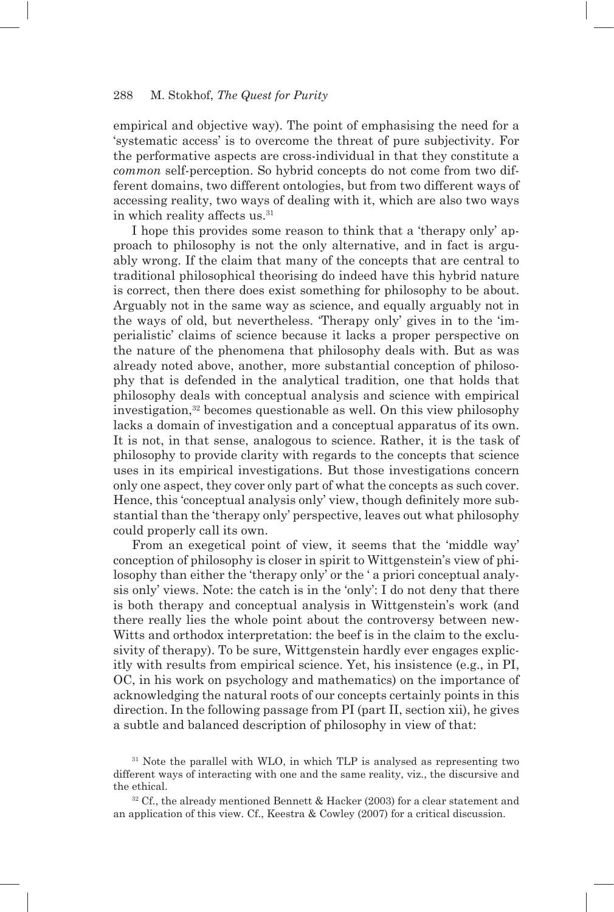empirical and objective way). The point of emphasising the need for a 'systematic access' is to overcome the threat of pure subjectivity. For the performative aspects are cross-individual in that they constitute a *common* self-perception. So hybrid concepts do not come from two different domains, two different ontologies, but from two different ways of accessing reality, two ways of dealing with it, which are also two ways in which reality affects us.[31]

I hope this provides some reason to think that a 'therapy only' approach to philosophy is not the only alternative, and in fact is arguably wrong. If the claim that many of the concepts that are central to traditional philosophical theorising do indeed have this hybrid nature is correct, then there does exist something for philosophy to be about. Arguably not in the same way as science, and equally arguably not in the ways of old, but nevertheless. 'Therapy only' gives in to the 'imperialistic' claims of science because it lacks a proper perspective on the nature of the phenomena that philosophy deals with. But as was already noted above, another, more substantial conception of philosophy that is defended in the analytical tradition, one that holds that philosophy deals with conceptual analysis and science with empirical investigation,[32] becomes questionable as well. On this view philosophy lacks a domain of investigation and a conceptual apparatus of its own. It is not, in that sense, analogous to science. Rather, it is the task of philosophy to provide clarity with regards to the concepts that science uses in its empirical investigations. But those investigations concern only one aspect, they cover only part of what the concepts as such cover. Hence, this 'conceptual analysis only' view, though definitely more substantial than the 'therapy only' perspective, leaves out what philosophy could properly call its own.

From an exegetical point of view, it seems that the 'middle way' conception of philosophy is closer in spirit to Wittgenstein's view of philosophy than either the 'therapy only' or the ' a priori conceptual analysis only' views. Note: the catch is in the 'only': I do not deny that there is both therapy and conceptual analysis in Wittgenstein's work (and there really lies the whole point about the controversy between new-Witts and orthodox interpretation: the beef is in the claim to the exclusivity of therapy). To be sure, Wittgenstein hardly ever engages explicitly with results from empirical science. Yet, his insistence (e.g., in PI, OC, in his work on psychology and mathematics) on the importance of acknowledging the natural roots of our concepts certainly points in this direction. In the following passage from PI (part II, section xii), he gives a subtle and balanced description of philosophy in view of that:

[31] Note the parallel with WLO, in which TLP is analysed as representing two different ways of interacting with one and the same reality, viz., the discursive and the ethical.

[32] Cf., the already mentioned Bennett & Hacker (2003) for a clear statement and an application of this view. Cf., Keestra & Cowley (2007) for a critical discussion.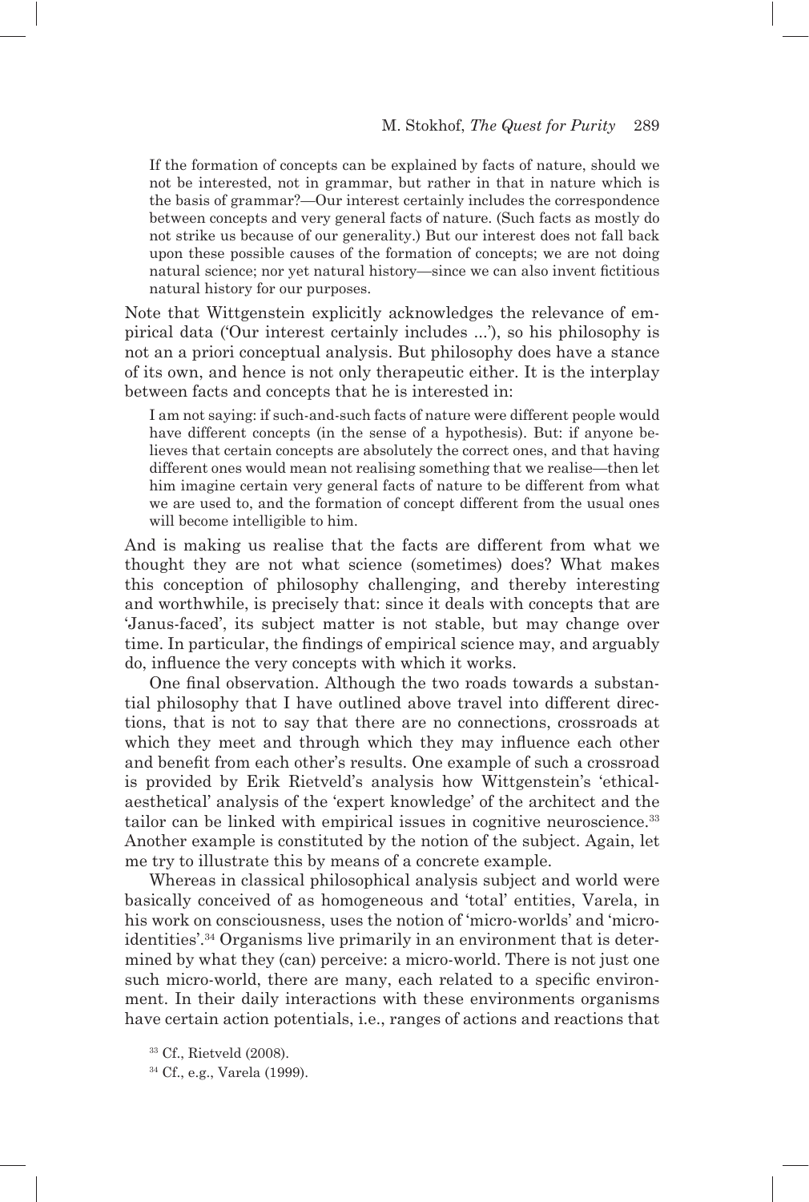> If the formation of concepts can be explained by facts of nature, should we not be interested, not in grammar, but rather in that in nature which is the basis of grammar?—Our interest certainly includes the correspondence between concepts and very general facts of nature. (Such facts as mostly do not strike us because of our generality.) But our interest does not fall back upon these possible causes of the formation of concepts; we are not doing natural science; nor yet natural history—since we can also invent fictitious natural history for our purposes.

Note that Wittgenstein explicitly acknowledges the relevance of empirical data ('Our interest certainly includes ...'), so his philosophy is not an a priori conceptual analysis. But philosophy does have a stance of its own, and hence is not only therapeutic either. It is the interplay between facts and concepts that he is interested in:

> I am not saying: if such-and-such facts of nature were different people would have different concepts (in the sense of a hypothesis). But: if anyone believes that certain concepts are absolutely the correct ones, and that having different ones would mean not realising something that we realise—then let him imagine certain very general facts of nature to be different from what we are used to, and the formation of concept different from the usual ones will become intelligible to him.

And is making us realise that the facts are different from what we thought they are not what science (sometimes) does? What makes this conception of philosophy challenging, and thereby interesting and worthwhile, is precisely that: since it deals with concepts that are 'Janus-faced', its subject matter is not stable, but may change over time. In particular, the findings of empirical science may, and arguably do, influence the very concepts with which it works.

One final observation. Although the two roads towards a substantial philosophy that I have outlined above travel into different directions, that is not to say that there are no connections, crossroads at which they meet and through which they may influence each other and benefit from each other's results. One example of such a crossroad is provided by Erik Rietveld's analysis how Wittgenstein's 'ethical-aesthetical' analysis of the 'expert knowledge' of the architect and the tailor can be linked with empirical issues in cognitive neuroscience.[33] Another example is constituted by the notion of the subject. Again, let me try to illustrate this by means of a concrete example.

Whereas in classical philosophical analysis subject and world were basically conceived of as homogeneous and 'total' entities, Varela, in his work on consciousness, uses the notion of 'micro-worlds' and 'micro-identities'.[34] Organisms live primarily in an environment that is determined by what they (can) perceive: a micro-world. There is not just one such micro-world, there are many, each related to a specific environment. In their daily interactions with these environments organisms have certain action potentials, i.e., ranges of actions and reactions that

[33] Cf., Rietveld (2008).

[34] Cf., e.g., Varela (1999).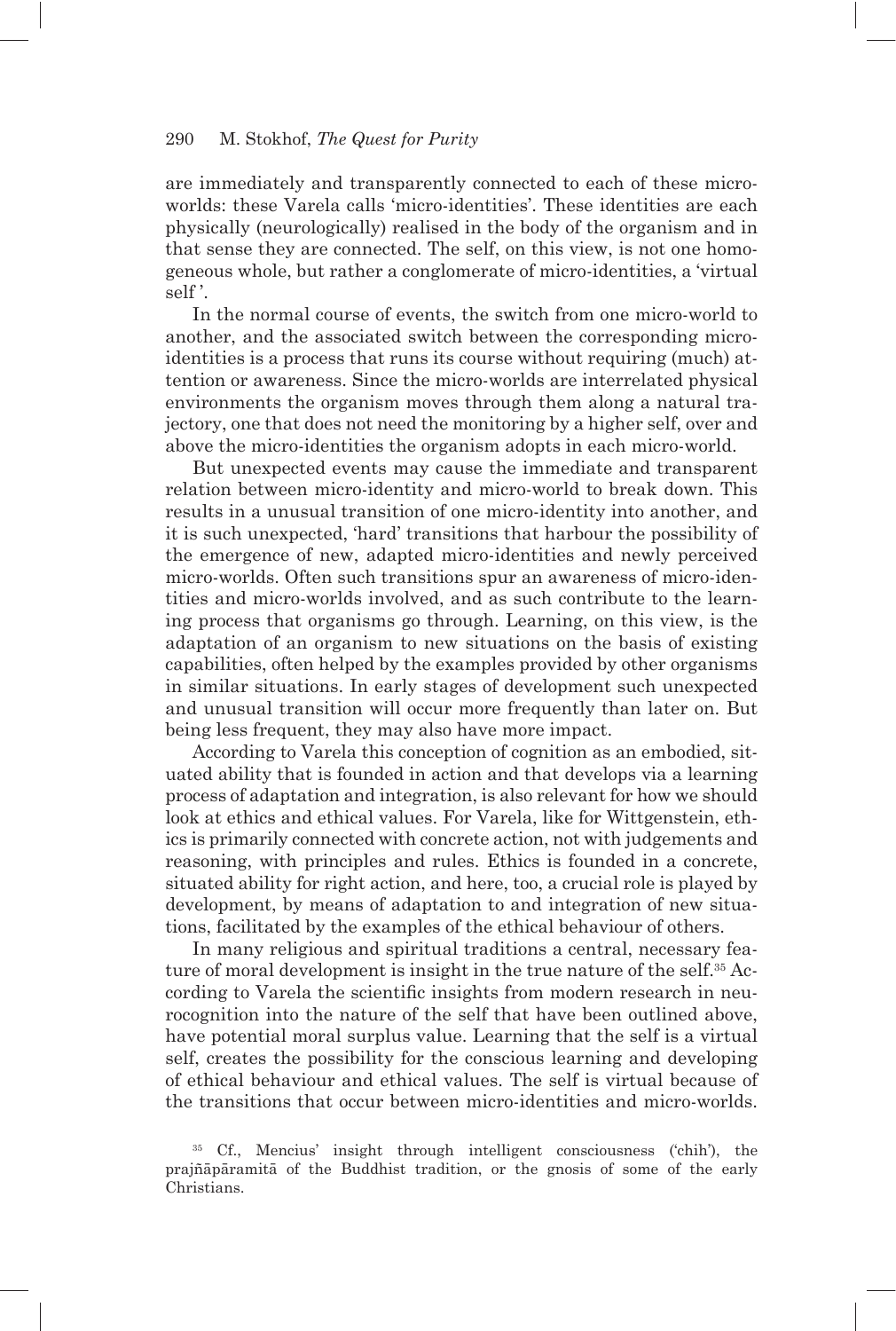are immediately and transparently connected to each of these micro-worlds: these Varela calls 'micro-identities'. These identities are each physically (neurologically) realised in the body of the organism and in that sense they are connected. The self, on this view, is not one homogeneous whole, but rather a conglomerate of micro-identities, a 'virtual self'.

In the normal course of events, the switch from one micro-world to another, and the associated switch between the corresponding micro-identities is a process that runs its course without requiring (much) attention or awareness. Since the micro-worlds are interrelated physical environments the organism moves through them along a natural trajectory, one that does not need the monitoring by a higher self, over and above the micro-identities the organism adopts in each micro-world.

But unexpected events may cause the immediate and transparent relation between micro-identity and micro-world to break down. This results in a unusual transition of one micro-identity into another, and it is such unexpected, 'hard' transitions that harbour the possibility of the emergence of new, adapted micro-identities and newly perceived micro-worlds. Often such transitions spur an awareness of micro-identities and micro-worlds involved, and as such contribute to the learning process that organisms go through. Learning, on this view, is the adaptation of an organism to new situations on the basis of existing capabilities, often helped by the examples provided by other organisms in similar situations. In early stages of development such unexpected and unusual transition will occur more frequently than later on. But being less frequent, they may also have more impact.

According to Varela this conception of cognition as an embodied, situated ability that is founded in action and that develops via a learning process of adaptation and integration, is also relevant for how we should look at ethics and ethical values. For Varela, like for Wittgenstein, ethics is primarily connected with concrete action, not with judgements and reasoning, with principles and rules. Ethics is founded in a concrete, situated ability for right action, and here, too, a crucial role is played by development, by means of adaptation to and integration of new situations, facilitated by the examples of the ethical behaviour of others.

In many religious and spiritual traditions a central, necessary feature of moral development is insight in the true nature of the self.[35] According to Varela the scientific insights from modern research in neurocognition into the nature of the self that have been outlined above, have potential moral surplus value. Learning that the self is a virtual self, creates the possibility for the conscious learning and developing of ethical behaviour and ethical values. The self is virtual because of the transitions that occur between micro-identities and micro-worlds.

[35] Cf., Mencius' insight through intelligent consciousness ('chih'), the prajñāpāramitā of the Buddhist tradition, or the gnosis of some of the early Christians.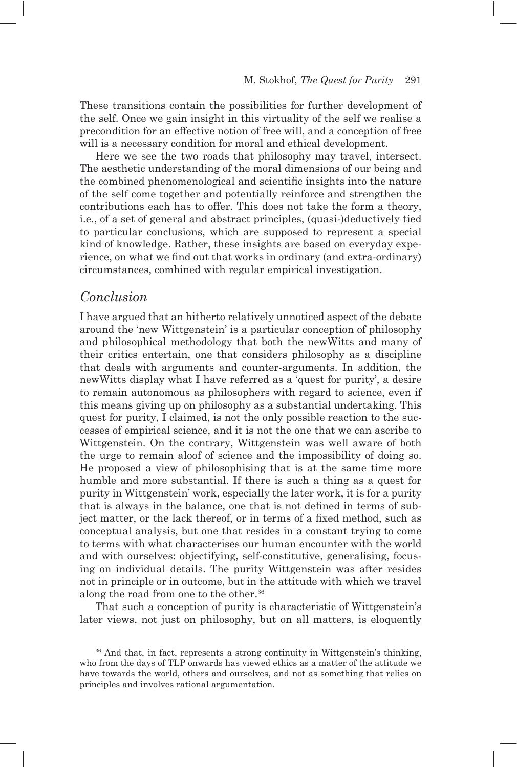These transitions contain the possibilities for further development of the self. Once we gain insight in this virtuality of the self we realise a precondition for an effective notion of free will, and a conception of free will is a necessary condition for moral and ethical development.

Here we see the two roads that philosophy may travel, intersect. The aesthetic understanding of the moral dimensions of our being and the combined phenomenological and scientific insights into the nature of the self come together and potentially reinforce and strengthen the contributions each has to offer. This does not take the form a theory, i.e., of a set of general and abstract principles, (quasi-)deductively tied to particular conclusions, which are supposed to represent a special kind of knowledge. Rather, these insights are based on everyday experience, on what we find out that works in ordinary (and extra-ordinary) circumstances, combined with regular empirical investigation.

## *Conclusion*

I have argued that an hitherto relatively unnoticed aspect of the debate around the 'new Wittgenstein' is a particular conception of philosophy and philosophical methodology that both the newWitts and many of their critics entertain, one that considers philosophy as a discipline that deals with arguments and counter-arguments. In addition, the newWitts display what I have referred as a 'quest for purity', a desire to remain autonomous as philosophers with regard to science, even if this means giving up on philosophy as a substantial undertaking. This quest for purity, I claimed, is not the only possible reaction to the successes of empirical science, and it is not the one that we can ascribe to Wittgenstein. On the contrary, Wittgenstein was well aware of both the urge to remain aloof of science and the impossibility of doing so. He proposed a view of philosophising that is at the same time more humble and more substantial. If there is such a thing as a quest for purity in Wittgenstein' work, especially the later work, it is for a purity that is always in the balance, one that is not defined in terms of subject matter, or the lack thereof, or in terms of a fixed method, such as conceptual analysis, but one that resides in a constant trying to come to terms with what characterises our human encounter with the world and with ourselves: objectifying, self-constitutive, generalising, focusing on individual details. The purity Wittgenstein was after resides not in principle or in outcome, but in the attitude with which we travel along the road from one to the other.[36]

That such a conception of purity is characteristic of Wittgenstein's later views, not just on philosophy, but on all matters, is eloquently

[36] And that, in fact, represents a strong continuity in Wittgenstein's thinking, who from the days of TLP onwards has viewed ethics as a matter of the attitude we have towards the world, others and ourselves, and not as something that relies on principles and involves rational argumentation.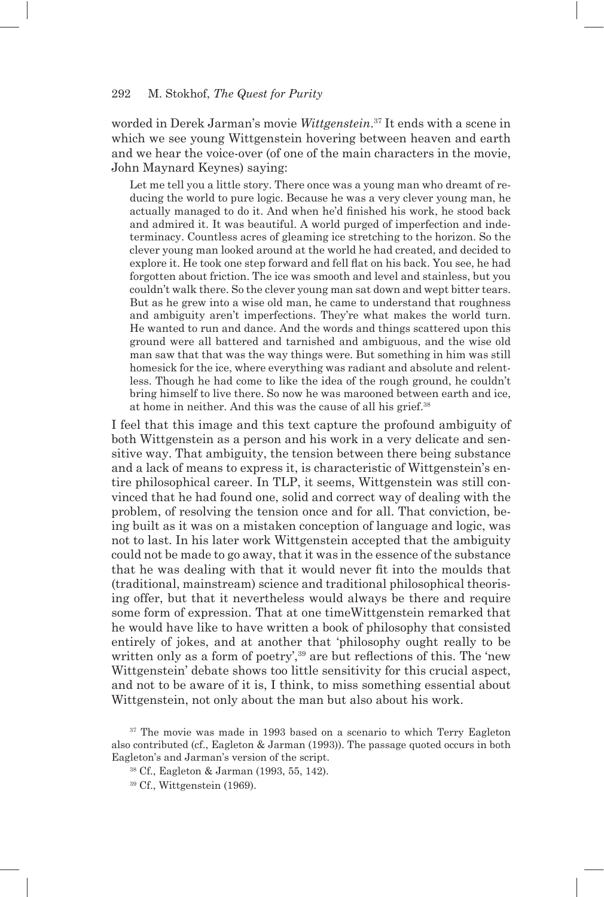worded in Derek Jarman's movie *Wittgenstein*.[37] It ends with a scene in which we see young Wittgenstein hovering between heaven and earth and we hear the voice-over (of one of the main characters in the movie, John Maynard Keynes) saying:

> Let me tell you a little story. There once was a young man who dreamt of reducing the world to pure logic. Because he was a very clever young man, he actually managed to do it. And when he'd finished his work, he stood back and admired it. It was beautiful. A world purged of imperfection and indeterminacy. Countless acres of gleaming ice stretching to the horizon. So the clever young man looked around at the world he had created, and decided to explore it. He took one step forward and fell flat on his back. You see, he had forgotten about friction. The ice was smooth and level and stainless, but you couldn't walk there. So the clever young man sat down and wept bitter tears. But as he grew into a wise old man, he came to understand that roughness and ambiguity aren't imperfections. They're what makes the world turn. He wanted to run and dance. And the words and things scattered upon this ground were all battered and tarnished and ambiguous, and the wise old man saw that that was the way things were. But something in him was still homesick for the ice, where everything was radiant and absolute and relentless. Though he had come to like the idea of the rough ground, he couldn't bring himself to live there. So now he was marooned between earth and ice, at home in neither. And this was the cause of all his grief.[38]

I feel that this image and this text capture the profound ambiguity of both Wittgenstein as a person and his work in a very delicate and sensitive way. That ambiguity, the tension between there being substance and a lack of means to express it, is characteristic of Wittgenstein's entire philosophical career. In TLP, it seems, Wittgenstein was still convinced that he had found one, solid and correct way of dealing with the problem, of resolving the tension once and for all. That conviction, being built as it was on a mistaken conception of language and logic, was not to last. In his later work Wittgenstein accepted that the ambiguity could not be made to go away, that it was in the essence of the substance that he was dealing with that it would never fit into the moulds that (traditional, mainstream) science and traditional philosophical theorising offer, but that it nevertheless would always be there and require some form of expression. That at one timeWittgenstein remarked that he would have like to have written a book of philosophy that consisted entirely of jokes, and at another that 'philosophy ought really to be written only as a form of poetry',[39] are but reflections of this. The 'new Wittgenstein' debate shows too little sensitivity for this crucial aspect, and not to be aware of it is, I think, to miss something essential about Wittgenstein, not only about the man but also about his work.

[37] The movie was made in 1993 based on a scenario to which Terry Eagleton also contributed (cf., Eagleton & Jarman (1993)). The passage quoted occurs in both Eagleton's and Jarman's version of the script.

[38] Cf., Eagleton & Jarman (1993, 55, 142).

[39] Cf., Wittgenstein (1969).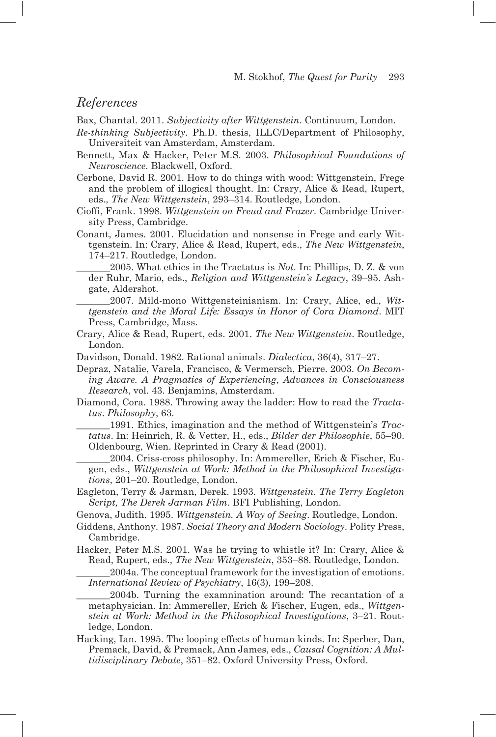## *References*

Bax, Chantal. 2011. *Subjectivity after Wittgenstein*. Continuum, London.

*Re-thinking Subjectivity*. Ph.D. thesis, ILLC/Department of Philosophy, Universiteit van Amsterdam, Amsterdam.

Bennett, Max & Hacker, Peter M.S. 2003. *Philosophical Foundations of Neuroscience*. Blackwell, Oxford.

Cerbone, David R. 2001. How to do things with wood: Wittgenstein, Frege and the problem of illogical thought. In: Crary, Alice & Read, Rupert, eds., *The New Wittgenstein*, 293–314. Routledge, London.

Cioffi, Frank. 1998. *Wittgenstein on Freud and Frazer*. Cambridge University Press, Cambridge.

Conant, James. 2001. Elucidation and nonsense in Frege and early Wittgenstein. In: Crary, Alice & Read, Rupert, eds., *The New Wittgenstein*, 174–217. Routledge, London.

_______2005. What ethics in the Tractatus is *Not*. In: Phillips, D. Z. & von der Ruhr, Mario, eds., *Religion and Wittgenstein's Legacy*, 39–95. Ashgate, Aldershot.

_______2007. Mild-mono Wittgensteinianism. In: Crary, Alice, ed., *Wittgenstein and the Moral Life: Essays in Honor of Cora Diamond*. MIT Press, Cambridge, Mass.

Crary, Alice & Read, Rupert, eds. 2001. *The New Wittgenstein*. Routledge, London.

Davidson, Donald. 1982. Rational animals. *Dialectica*, 36(4), 317–27.

Depraz, Natalie, Varela, Francisco, & Vermersch, Pierre. 2003. *On Becoming Aware. A Pragmatics of Experiencing*, *Advances in Consciousness Research*, vol. 43. Benjamins, Amsterdam.

Diamond, Cora. 1988. Throwing away the ladder: How to read the *Tractatus*. *Philosophy*, 63.

_______1991. Ethics, imagination and the method of Wittgenstein's *Tractatus*. In: Heinrich, R. & Vetter, H., eds., *Bilder der Philosophie*, 55–90. Oldenbourg, Wien. Reprinted in Crary & Read (2001).

_______2004. Criss-cross philosophy. In: Ammereller, Erich & Fischer, Eugen, eds., *Wittgenstein at Work: Method in the Philosophical Investigations*, 201–20. Routledge, London.

Eagleton, Terry & Jarman, Derek. 1993. *Wittgenstein. The Terry Eagleton Script, The Derek Jarman Film*. BFI Publishing, London.

Genova, Judith. 1995. *Wittgenstein. A Way of Seeing*. Routledge, London.

Giddens, Anthony. 1987. *Social Theory and Modern Sociology*. Polity Press, Cambridge.

Hacker, Peter M.S. 2001. Was he trying to whistle it? In: Crary, Alice & Read, Rupert, eds., *The New Wittgenstein*, 353–88. Routledge, London.

_______2004a. The conceptual framework for the investigation of emotions. *International Review of Psychiatry*, 16(3), 199–208.

_______2004b. Turning the examnination around: The recantation of a metaphysician. In: Ammereller, Erich & Fischer, Eugen, eds., *Wittgenstein at Work: Method in the Philosophical Investigations*, 3–21. Routledge, London.

Hacking, Ian. 1995. The looping effects of human kinds. In: Sperber, Dan, Premack, David, & Premack, Ann James, eds., *Causal Cognition: A Multidisciplinary Debate*, 351–82. Oxford University Press, Oxford.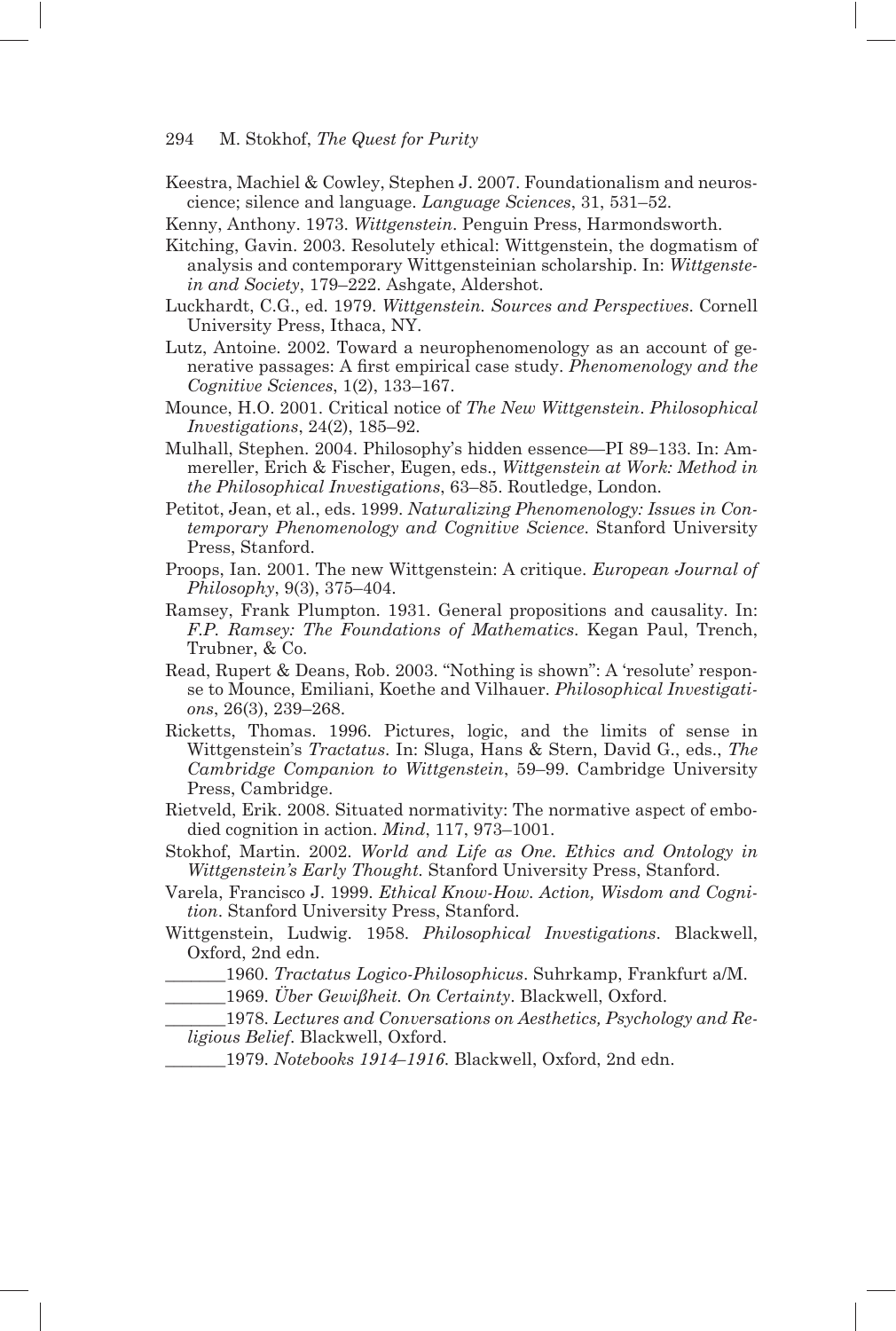Keestra, Machiel & Cowley, Stephen J. 2007. Foundationalism and neuroscience; silence and language. *Language Sciences*, 31, 531–52.

Kenny, Anthony. 1973. *Wittgenstein*. Penguin Press, Harmondsworth.

Kitching, Gavin. 2003. Resolutely ethical: Wittgenstein, the dogmatism of analysis and contemporary Wittgensteinian scholarship. In: *Wittgenstein and Society*, 179–222. Ashgate, Aldershot.

Luckhardt, C.G., ed. 1979. *Wittgenstein. Sources and Perspectives*. Cornell University Press, Ithaca, NY.

Lutz, Antoine. 2002. Toward a neurophenomenology as an account of generative passages: A first empirical case study. *Phenomenology and the Cognitive Sciences*, 1(2), 133–167.

Mounce, H.O. 2001. Critical notice of *The New Wittgenstein*. *Philosophical Investigations*, 24(2), 185–92.

Mulhall, Stephen. 2004. Philosophy's hidden essence—PI 89–133. In: Ammereller, Erich & Fischer, Eugen, eds., *Wittgenstein at Work: Method in the Philosophical Investigations*, 63–85. Routledge, London.

Petitot, Jean, et al., eds. 1999. *Naturalizing Phenomenology: Issues in Contemporary Phenomenology and Cognitive Science*. Stanford University Press, Stanford.

Proops, Ian. 2001. The new Wittgenstein: A critique. *European Journal of Philosophy*, 9(3), 375–404.

Ramsey, Frank Plumpton. 1931. General propositions and causality. In: *F.P. Ramsey: The Foundations of Mathematics*. Kegan Paul, Trench, Trubner, & Co.

Read, Rupert & Deans, Rob. 2003. "Nothing is shown": A 'resolute' response to Mounce, Emiliani, Koethe and Vilhauer. *Philosophical Investigations*, 26(3), 239–268.

Ricketts, Thomas. 1996. Pictures, logic, and the limits of sense in Wittgenstein's *Tractatus*. In: Sluga, Hans & Stern, David G., eds., *The Cambridge Companion to Wittgenstein*, 59–99. Cambridge University Press, Cambridge.

Rietveld, Erik. 2008. Situated normativity: The normative aspect of embodied cognition in action. *Mind*, 117, 973–1001.

Stokhof, Martin. 2002. *World and Life as One. Ethics and Ontology in Wittgenstein's Early Thought*. Stanford University Press, Stanford.

Varela, Francisco J. 1999. *Ethical Know-How. Action, Wisdom and Cognition*. Stanford University Press, Stanford.

Wittgenstein, Ludwig. 1958. *Philosophical Investigations*. Blackwell, Oxford, 2nd edn.

_______1960. *Tractatus Logico-Philosophicus*. Suhrkamp, Frankfurt a/M.

_______1969. *Über Gewißheit. On Certainty*. Blackwell, Oxford.

_______1978. *Lectures and Conversations on Aesthetics, Psychology and Religious Belief*. Blackwell, Oxford.

_______1979. *Notebooks 1914–1916*. Blackwell, Oxford, 2nd edn.